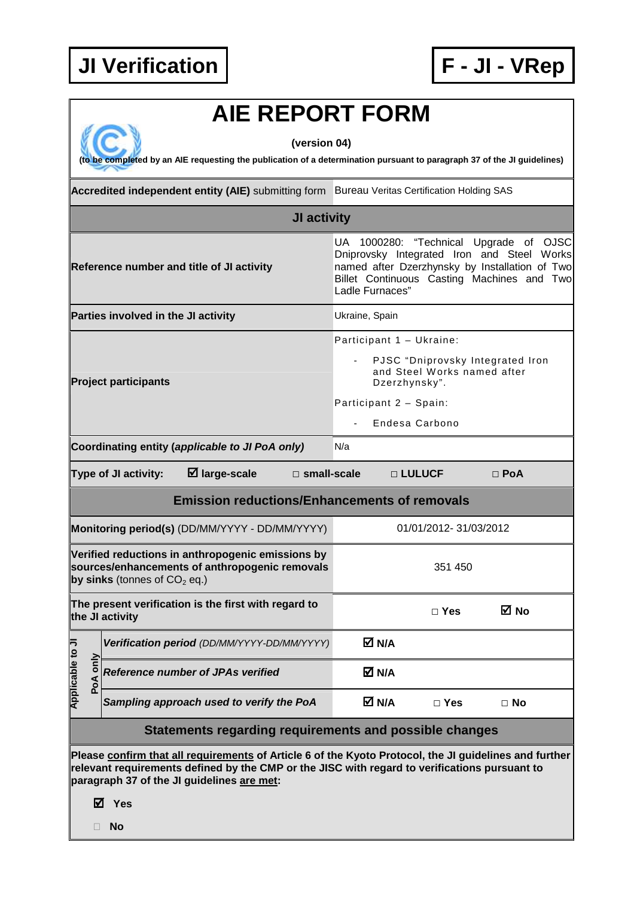**JI Verification** | **F - JI - VRep**

# AIE REPORT FORM

**(version 04)**

**(to be completed by an AIE requesting the publication of a determination pursuant to paragraph 37 of the JI guidelines)**

| | |
|---|---|
| **Accredited independent entity (AIE)** submitting form | Bureau Veritas Certification Holding SAS |

## JI activity

| | |
|---|---|
| **Reference number and title of JI activity** | UA 1000280: "Technical Upgrade of OJSC Dniprovsky Integrated Iron and Steel Works named after Dzerzhynsky by Installation of Two Billet Continuous Casting Machines and Two Ladle Furnaces" |
| **Parties involved in the JI activity** | Ukraine, Spain |
| **Project participants** | Participant 1 – Ukraine:<br>- PJSC "Dniprovsky Integrated Iron and Steel Works named after Dzerzhynsky".<br>Participant 2 – Spain:<br>- Endesa Carbono |
| **Coordinating entity (*applicable to JI PoA only*)** | N/a |

**Type of JI activity:** ☑ **large-scale** □ **small-scale** □ **LULUCF** □ **PoA**

## Emission reductions/Enhancements of removals

| | | | |
|---|---|---|---|
| **Monitoring period(s)** (DD/MM/YYYY - DD/MM/YYYY) | 01/01/2012- 31/03/2012 | | |
| **Verified reductions in anthropogenic emissions by sources/enhancements of anthropogenic removals by sinks** (tonnes of $CO_2$ eq.) | 351 450 | | |
| **The present verification is the first with regard to the JI activity** | | □ **Yes** | ☑ **No** |
| Applicable to JI PoA only: ***Verification period*** *(DD/MM/YYYY-DD/MM/YYYY)* | ☑ **N/A** | | |
| Applicable to JI PoA only: ***Reference number of JPAs verified*** | ☑ **N/A** | | |
| Applicable to JI PoA only: ***Sampling approach used to verify the PoA*** | ☑ **N/A** | □ **Yes** | □ **No** |

## Statements regarding requirements and possible changes

**Please confirm that all requirements of Article 6 of the Kyoto Protocol, the JI guidelines and further relevant requirements defined by the CMP or the JISC with regard to verifications pursuant to paragraph 37 of the JI guidelines are met:**

☑ **Yes**

□ **No**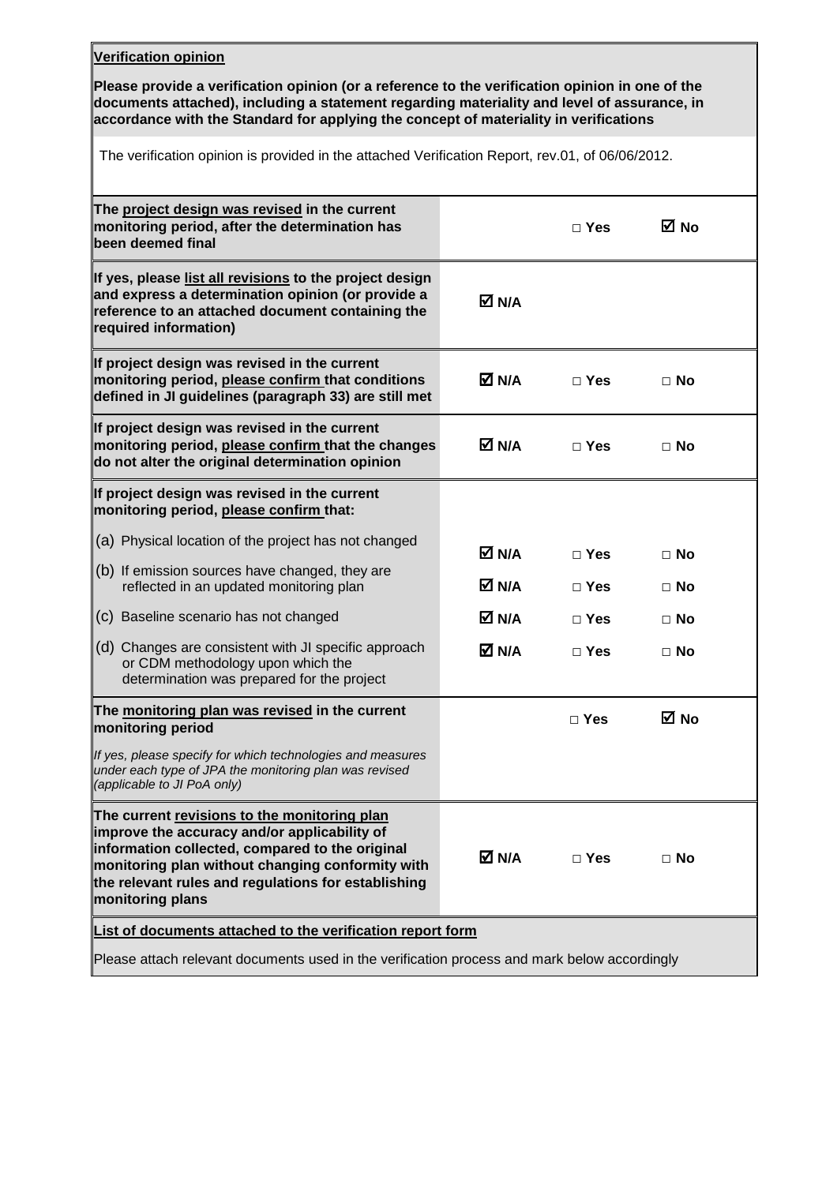**Verification opinion**

**Please provide a verification opinion (or a reference to the verification opinion in one of the documents attached), including a statement regarding materiality and level of assurance, in accordance with the Standard for applying the concept of materiality in verifications**

The verification opinion is provided in the attached Verification Report, rev.01, of 06/06/2012.

| | | | |
|---|---|---|---|
| **The project design was revised in the current monitoring period, after the determination has been deemed final** | | □ **Yes** | ☑ **No** |
| **If yes, please list all revisions to the project design and express a determination opinion (or provide a reference to an attached document containing the required information)** | ☑ **N/A** | | |
| **If project design was revised in the current monitoring period, please confirm that conditions defined in JI guidelines (paragraph 33) are still met** | ☑ **N/A** | □ **Yes** | □ **No** |
| **If project design was revised in the current monitoring period, please confirm that the changes do not alter the original determination opinion** | ☑ **N/A** | □ **Yes** | □ **No** |
| **If project design was revised in the current monitoring period, please confirm that:** | | | |
| (a) Physical location of the project has not changed | ☑ **N/A** | □ **Yes** | □ **No** |
| (b) If emission sources have changed, they are reflected in an updated monitoring plan | ☑ **N/A** | □ **Yes** | □ **No** |
| (c) Baseline scenario has not changed | ☑ **N/A** | □ **Yes** | □ **No** |
| (d) Changes are consistent with JI specific approach or CDM methodology upon which the determination was prepared for the project | ☑ **N/A** | □ **Yes** | □ **No** |
| **The monitoring plan was revised in the current monitoring period**<br>*If yes, please specify for which technologies and measures under each type of JPA the monitoring plan was revised (applicable to JI PoA only)* | | □ **Yes** | ☑ **No** |
| **The current revisions to the monitoring plan improve the accuracy and/or applicability of information collected, compared to the original monitoring plan without changing conformity with the relevant rules and regulations for establishing monitoring plans** | ☑ **N/A** | □ **Yes** | □ **No** |

**List of documents attached to the verification report form**

Please attach relevant documents used in the verification process and mark below accordingly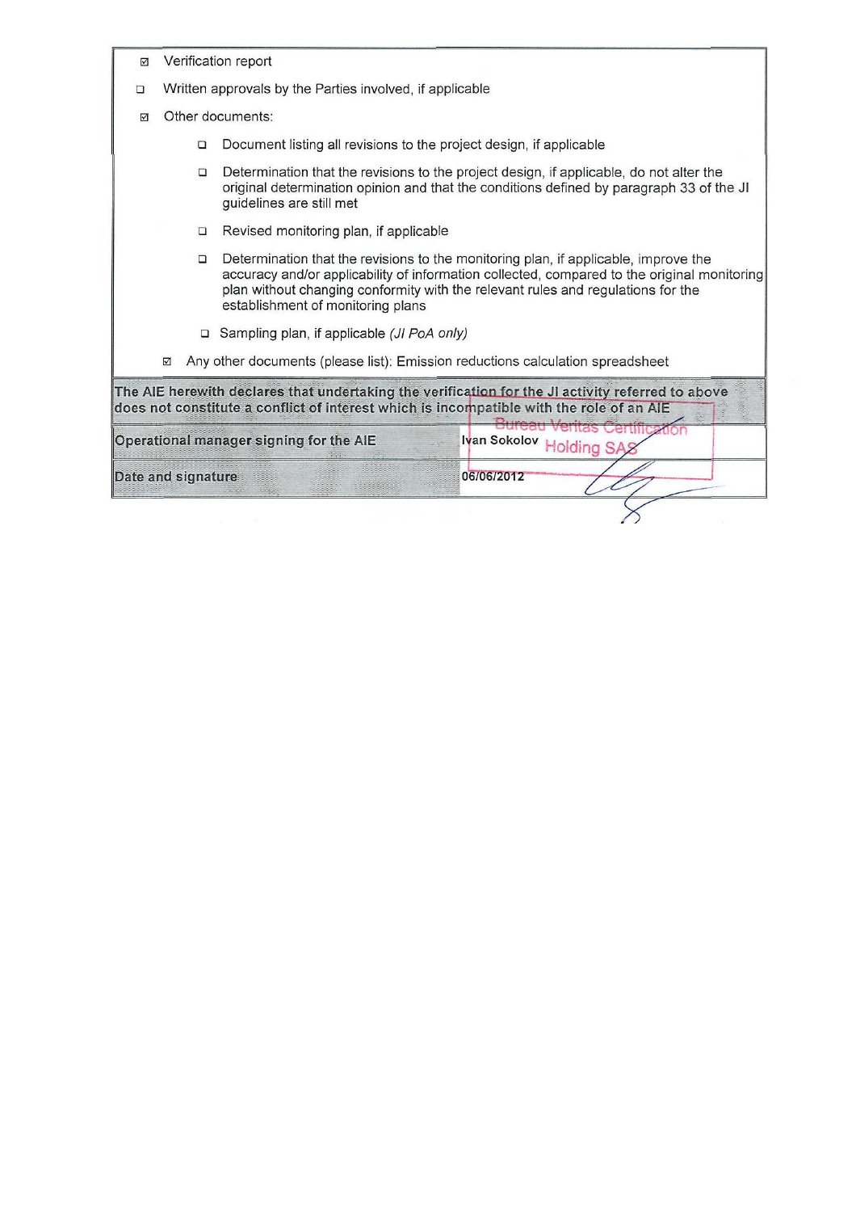- ☑ Verification report
- ☐ Written approvals by the Parties involved, if applicable
- ☑ Other documents:
  - ☐ Document listing all revisions to the project design, if applicable
  - ☐ Determination that the revisions to the project design, if applicable, do not alter the original determination opinion and that the conditions defined by paragraph 33 of the JI guidelines are still met
  - ☐ Revised monitoring plan, if applicable
  - ☐ Determination that the revisions to the monitoring plan, if applicable, improve the accuracy and/or applicability of information collected, compared to the original monitoring plan without changing conformity with the relevant rules and regulations for the establishment of monitoring plans
  - ☐ Sampling plan, if applicable *(JI PoA only)*
  - ☑ Any other documents (please list): Emission reductions calculation spreadsheet

| | |
|---|---|
| **The AIE herewith declares that undertaking the verification for the JI activity referred to above does not constitute a conflict of interest which is incompatible with the role of an AIE** | |
| **Operational manager signing for the AIE** | Ivan Sokolov Bureau Veritas Certification Holding SAS |
| **Date and signature** | 06/06/2012 |